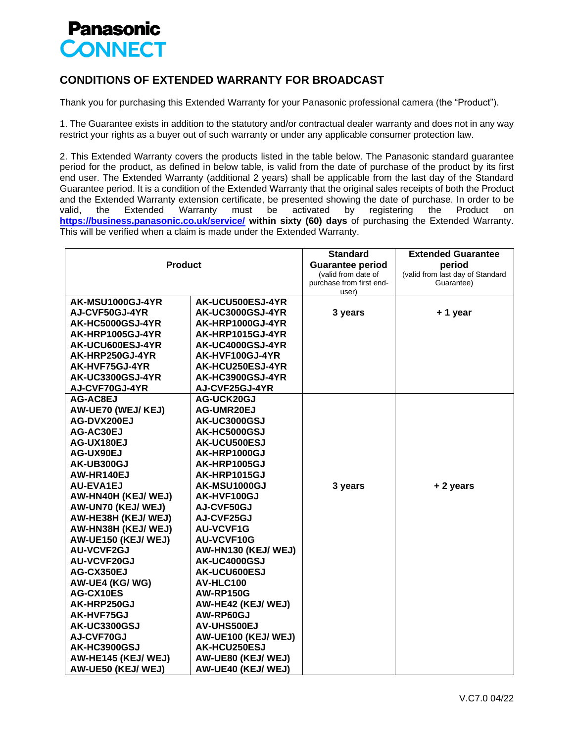Panasonic CONNECT

## CONDITIONS OF EXTENDED WARRANTY FOR BROADCAST

Thank you for purchasing this Extended Warranty for your Panasonic professional camera (the "Product").

1. The Guarantee exists in addition to the statutory and/or contractual dealer warranty and does not in any way restrict your rights as a buyer out of such warranty or under any applicable consumer protection law.

2. This Extended Warranty covers the products listed in the table below. The Panasonic standard guarantee period for the product, as defined in below table, is valid from the date of purchase of the product by its first end user. The Extended Warranty (additional 2 years) shall be applicable from the last day of the Standard Guarantee period. It is a condition of the Extended Warranty that the original sales receipts of both the Product and the Extended Warranty extension certificate, be presented showing the date of purchase. In order to be valid, the Extended Warranty must be activated by registering the Product on **https://business.panasonic.co.uk/service/** **within sixty (60) days** of purchasing the Extended Warranty. This will be verified when a claim is made under the Extended Warranty.

| Product | | Standard Guarantee period (valid from date of purchase from first end-user) | Extended Guarantee period (valid from last day of Standard Guarantee) |
|---|---|---|---|
| **AK-MSU1000GJ-4YR** | **AK-UCU500ESJ-4YR** | **3 years** | **+ 1 year** |
| **AJ-CVF50GJ-4YR** | **AK-UC3000GSJ-4YR** | | |
| **AK-HC5000GSJ-4YR** | **AK-HRP1000GJ-4YR** | | |
| **AK-HRP1005GJ-4YR** | **AK-HRP1015GJ-4YR** | | |
| **AK-UCU600ESJ-4YR** | **AK-UC4000GSJ-4YR** | | |
| **AK-HRP250GJ-4YR** | **AK-HVF100GJ-4YR** | | |
| **AK-HVF75GJ-4YR** | **AK-HCU250ESJ-4YR** | | |
| **AK-UC3300GSJ-4YR** | **AK-HC3900GSJ-4YR** | | |
| **AJ-CVF70GJ-4YR** | **AJ-CVF25GJ-4YR** | | |
| **AG-AC8EJ** | **AG-UCK20GJ** | **3 years** | **+ 2 years** |
| **AW-UE70 (WEJ/ KEJ)** | **AG-UMR20EJ** | | |
| **AG-DVX200EJ** | **AK-UC3000GSJ** | | |
| **AG-AC30EJ** | **AK-HC5000GSJ** | | |
| **AG-UX180EJ** | **AK-UCU500ESJ** | | |
| **AG-UX90EJ** | **AK-HRP1000GJ** | | |
| **AK-UB300GJ** | **AK-HRP1005GJ** | | |
| **AW-HR140EJ** | **AK-HRP1015GJ** | | |
| **AU-EVA1EJ** | **AK-MSU1000GJ** | | |
| **AW-HN40H (KEJ/ WEJ)** | **AK-HVF100GJ** | | |
| **AW-UN70 (KEJ/ WEJ)** | **AJ-CVF50GJ** | | |
| **AW-HE38H (KEJ/ WEJ)** | **AJ-CVF25GJ** | | |
| **AW-HN38H (KEJ/ WEJ)** | **AU-VCVF1G** | | |
| **AW-UE150 (KEJ/ WEJ)** | **AU-VCVF10G** | | |
| **AU-VCVF2GJ** | **AW-HN130 (KEJ/ WEJ)** | | |
| **AU-VCVF20GJ** | **AK-UC4000GSJ** | | |
| **AG-CX350EJ** | **AK-UCU600ESJ** | | |
| **AW-UE4 (KG/ WG)** | **AV-HLC100** | | |
| **AG-CX10ES** | **AW-RP150G** | | |
| **AK-HRP250GJ** | **AW-HE42 (KEJ/ WEJ)** | | |
| **AK-HVF75GJ** | **AW-RP60GJ** | | |
| **AK-UC3300GSJ** | **AV-UHS500EJ** | | |
| **AJ-CVF70GJ** | **AW-UE100 (KEJ/ WEJ)** | | |
| **AK-HC3900GSJ** | **AK-HCU250ESJ** | | |
| **AW-HE145 (KEJ/ WEJ)** | **AW-UE80 (KEJ/ WEJ)** | | |
| **AW-UE50 (KEJ/ WEJ)** | **AW-UE40 (KEJ/ WEJ)** | | |

V.C7.0 04/22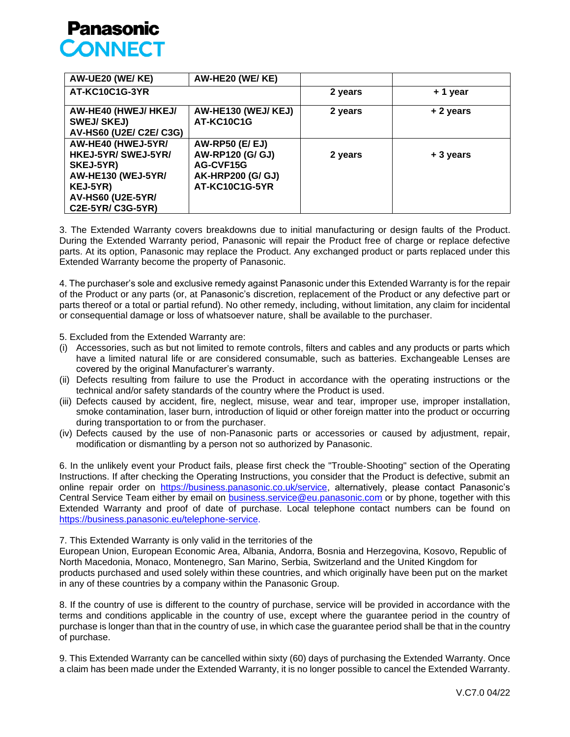| AW-UE20 (WE/ KE) | AW-HE20 (WE/ KE) | | |
|---|---|---|---|
| AT-KC10C1G-3YR | | 2 years | + 1 year |
| AW-HE40 (HWEJ/ HKEJ/ SWEJ/ SKEJ) AV-HS60 (U2E/ C2E/ C3G) | AW-HE130 (WEJ/ KEJ) AT-KC10C1G | 2 years | + 2 years |
| AW-HE40 (HWEJ-5YR/ HKEJ-5YR/ SWEJ-5YR/ SKEJ-5YR) AW-HE130 (WEJ-5YR/ KEJ-5YR) AV-HS60 (U2E-5YR/ C2E-5YR/ C3G-5YR) | AW-RP50 (E/ EJ) AW-RP120 (G/ GJ) AG-CVF15G AK-HRP200 (G/ GJ) AT-KC10C1G-5YR | 2 years | + 3 years |

3. The Extended Warranty covers breakdowns due to initial manufacturing or design faults of the Product. During the Extended Warranty period, Panasonic will repair the Product free of charge or replace defective parts. At its option, Panasonic may replace the Product. Any exchanged product or parts replaced under this Extended Warranty become the property of Panasonic.

4. The purchaser's sole and exclusive remedy against Panasonic under this Extended Warranty is for the repair of the Product or any parts (or, at Panasonic's discretion, replacement of the Product or any defective part or parts thereof or a total or partial refund). No other remedy, including, without limitation, any claim for incidental or consequential damage or loss of whatsoever nature, shall be available to the purchaser.

5. Excluded from the Extended Warranty are:

(i) Accessories, such as but not limited to remote controls, filters and cables and any products or parts which have a limited natural life or are considered consumable, such as batteries. Exchangeable Lenses are covered by the original Manufacturer's warranty.

(ii) Defects resulting from failure to use the Product in accordance with the operating instructions or the technical and/or safety standards of the country where the Product is used.

(iii) Defects caused by accident, fire, neglect, misuse, wear and tear, improper use, improper installation, smoke contamination, laser burn, introduction of liquid or other foreign matter into the product or occurring during transportation to or from the purchaser.

(iv) Defects caused by the use of non-Panasonic parts or accessories or caused by adjustment, repair, modification or dismantling by a person not so authorized by Panasonic.

6. In the unlikely event your Product fails, please first check the "Trouble-Shooting" section of the Operating Instructions. If after checking the Operating Instructions, you consider that the Product is defective, submit an online repair order on https://business.panasonic.co.uk/service, alternatively, please contact Panasonic's Central Service Team either by email on business.service@eu.panasonic.com or by phone, together with this Extended Warranty and proof of date of purchase. Local telephone contact numbers can be found on https://business.panasonic.eu/telephone-service.

7. This Extended Warranty is only valid in the territories of the European Union, European Economic Area, Albania, Andorra, Bosnia and Herzegovina, Kosovo, Republic of North Macedonia, Monaco, Montenegro, San Marino, Serbia, Switzerland and the United Kingdom for products purchased and used solely within these countries, and which originally have been put on the market in any of these countries by a company within the Panasonic Group.

8. If the country of use is different to the country of purchase, service will be provided in accordance with the terms and conditions applicable in the country of use, except where the guarantee period in the country of purchase is longer than that in the country of use, in which case the guarantee period shall be that in the country of purchase.

9. This Extended Warranty can be cancelled within sixty (60) days of purchasing the Extended Warranty. Once a claim has been made under the Extended Warranty, it is no longer possible to cancel the Extended Warranty.

V.C7.0 04/22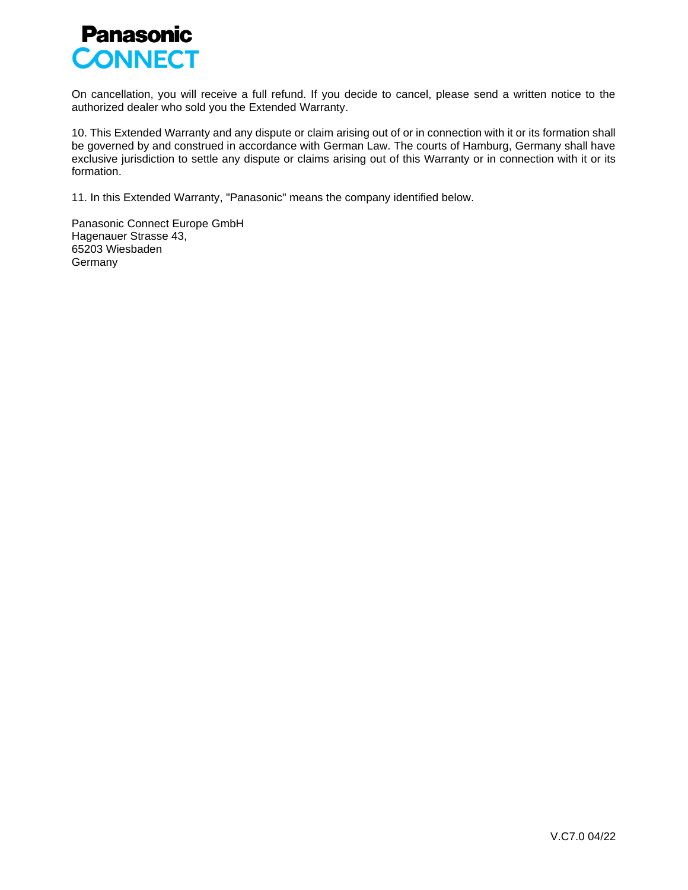On cancellation, you will receive a full refund. If you decide to cancel, please send a written notice to the authorized dealer who sold you the Extended Warranty.

10. This Extended Warranty and any dispute or claim arising out of or in connection with it or its formation shall be governed by and construed in accordance with German Law. The courts of Hamburg, Germany shall have exclusive jurisdiction to settle any dispute or claims arising out of this Warranty or in connection with it or its formation.

11. In this Extended Warranty, "Panasonic" means the company identified below.

Panasonic Connect Europe GmbH
Hagenauer Strasse 43,
65203 Wiesbaden
Germany

V.C7.0 04/22